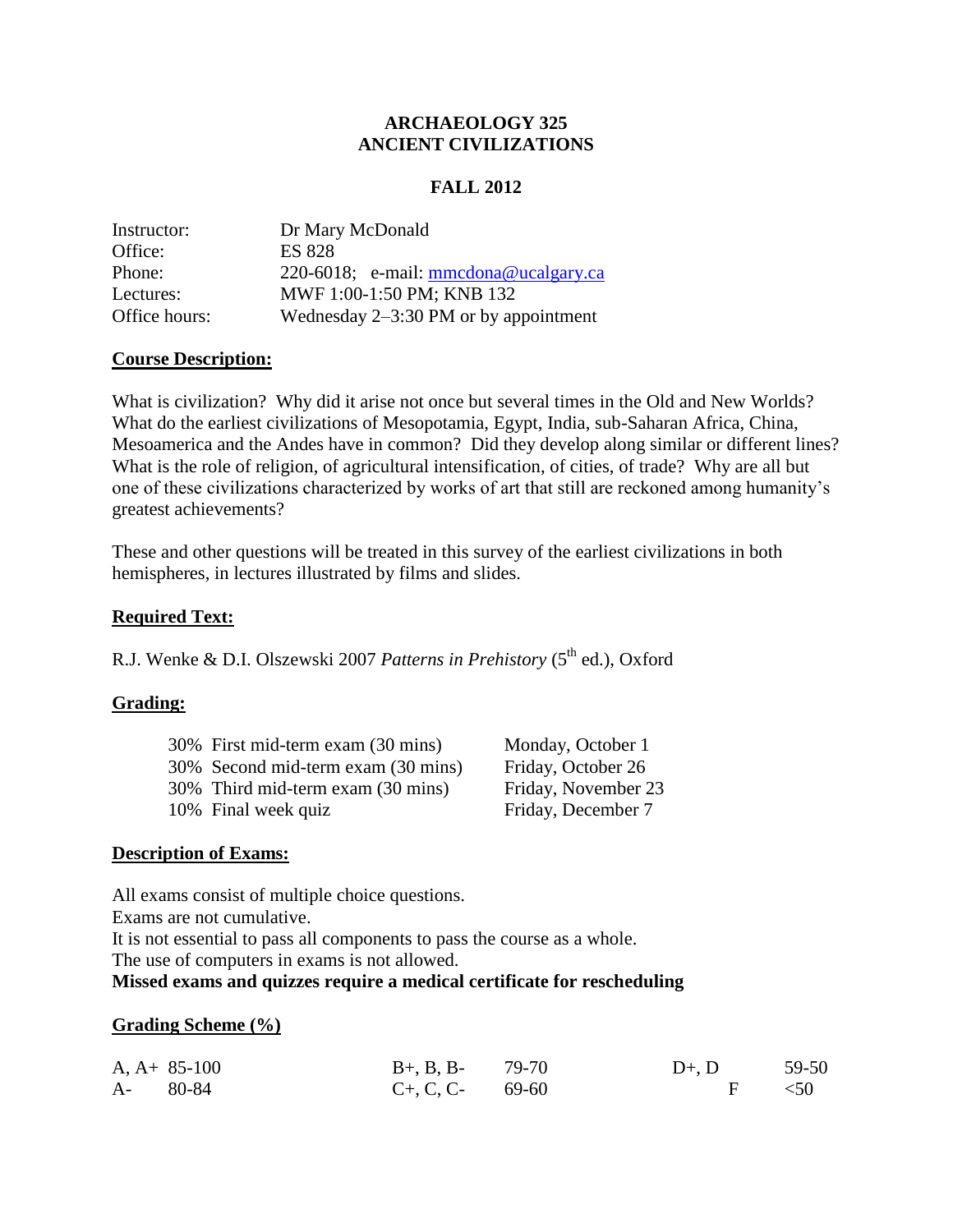# ARCHAEOLOGY 325
# ANCIENT CIVILIZATIONS

## FALL 2012

| | |
|---|---|
| Instructor: | Dr Mary McDonald |
| Office: | ES 828 |
| Phone: | 220-6018; e-mail: mmcdona@ucalgary.ca |
| Lectures: | MWF 1:00-1:50 PM; KNB 132 |
| Office hours: | Wednesday 2–3:30 PM or by appointment |

### Course Description:

What is civilization? Why did it arise not once but several times in the Old and New Worlds? What do the earliest civilizations of Mesopotamia, Egypt, India, sub-Saharan Africa, China, Mesoamerica and the Andes have in common? Did they develop along similar or different lines? What is the role of religion, of agricultural intensification, of cities, of trade? Why are all but one of these civilizations characterized by works of art that still are reckoned among humanity's greatest achievements?

These and other questions will be treated in this survey of the earliest civilizations in both hemispheres, in lectures illustrated by films and slides.

### Required Text:

R.J. Wenke & D.I. Olszewski 2007 *Patterns in Prehistory* (5th ed.), Oxford

### Grading:

| | |
|---|---|
| 30% First mid-term exam (30 mins) | Monday, October 1 |
| 30% Second mid-term exam (30 mins) | Friday, October 26 |
| 30% Third mid-term exam (30 mins) | Friday, November 23 |
| 10% Final week quiz | Friday, December 7 |

### Description of Exams:

All exams consist of multiple choice questions.
Exams are not cumulative.
It is not essential to pass all components to pass the course as a whole.
The use of computers in exams is not allowed.
**Missed exams and quizzes require a medical certificate for rescheduling**

### Grading Scheme (%)

| | | | | | |
|---|---|---|---|---|---|
| A, A+ | 85-100 | B+, B, B- | 79-70 | D+, D | 59-50 |
| A- | 80-84 | C+, C, C- | 69-60 | F | <50 |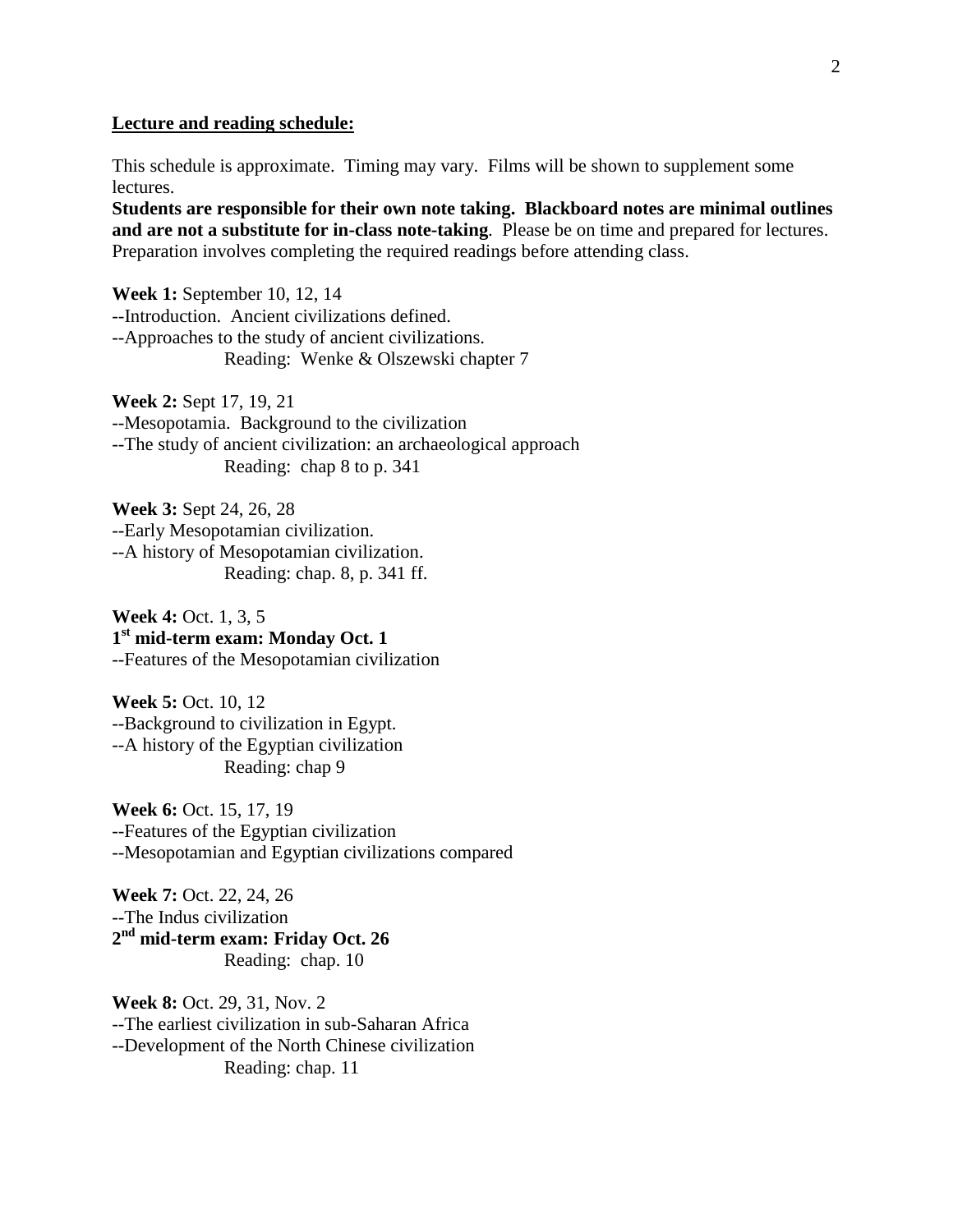**Lecture and reading schedule:**

This schedule is approximate. Timing may vary. Films will be shown to supplement some lectures.

**Students are responsible for their own note taking. Blackboard notes are minimal outlines and are not a substitute for in-class note-taking**. Please be on time and prepared for lectures. Preparation involves completing the required readings before attending class.

**Week 1:** September 10, 12, 14
--Introduction. Ancient civilizations defined.
--Approaches to the study of ancient civilizations.
Reading: Wenke & Olszewski chapter 7

**Week 2:** Sept 17, 19, 21
--Mesopotamia. Background to the civilization
--The study of ancient civilization: an archaeological approach
Reading: chap 8 to p. 341

**Week 3:** Sept 24, 26, 28
--Early Mesopotamian civilization.
--A history of Mesopotamian civilization.
Reading: chap. 8, p. 341 ff.

**Week 4:** Oct. 1, 3, 5
**1st mid-term exam: Monday Oct. 1**
--Features of the Mesopotamian civilization

**Week 5:** Oct. 10, 12
--Background to civilization in Egypt.
--A history of the Egyptian civilization
Reading: chap 9

**Week 6:** Oct. 15, 17, 19
--Features of the Egyptian civilization
--Mesopotamian and Egyptian civilizations compared

**Week 7:** Oct. 22, 24, 26
--The Indus civilization
**2nd mid-term exam: Friday Oct. 26**
Reading: chap. 10

**Week 8:** Oct. 29, 31, Nov. 2
--The earliest civilization in sub-Saharan Africa
--Development of the North Chinese civilization
Reading: chap. 11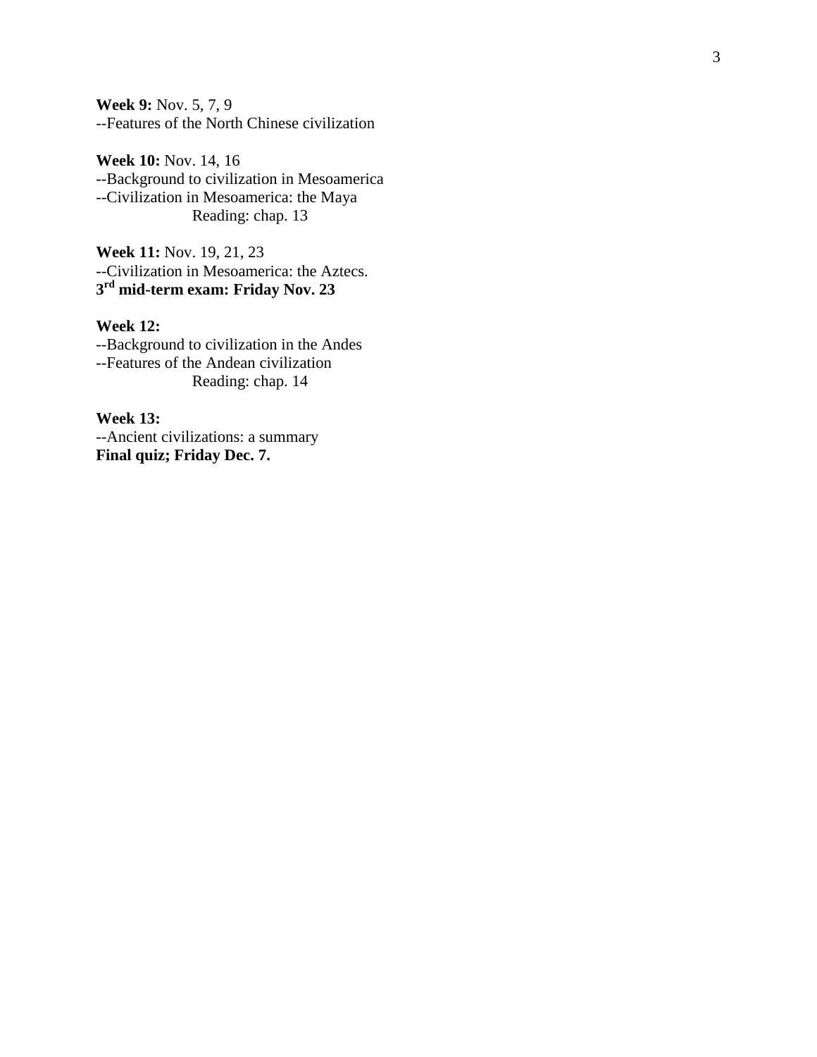**Week 9:** Nov. 5, 7, 9
--Features of the North Chinese civilization

**Week 10:** Nov. 14, 16
--Background to civilization in Mesoamerica
--Civilization in Mesoamerica: the Maya
Reading: chap. 13

**Week 11:** Nov. 19, 21, 23
--Civilization in Mesoamerica: the Aztecs.
**3rd mid-term exam: Friday Nov. 23**

**Week 12:**
--Background to civilization in the Andes
--Features of the Andean civilization
Reading: chap. 14

**Week 13:**
--Ancient civilizations: a summary
**Final quiz; Friday Dec. 7.**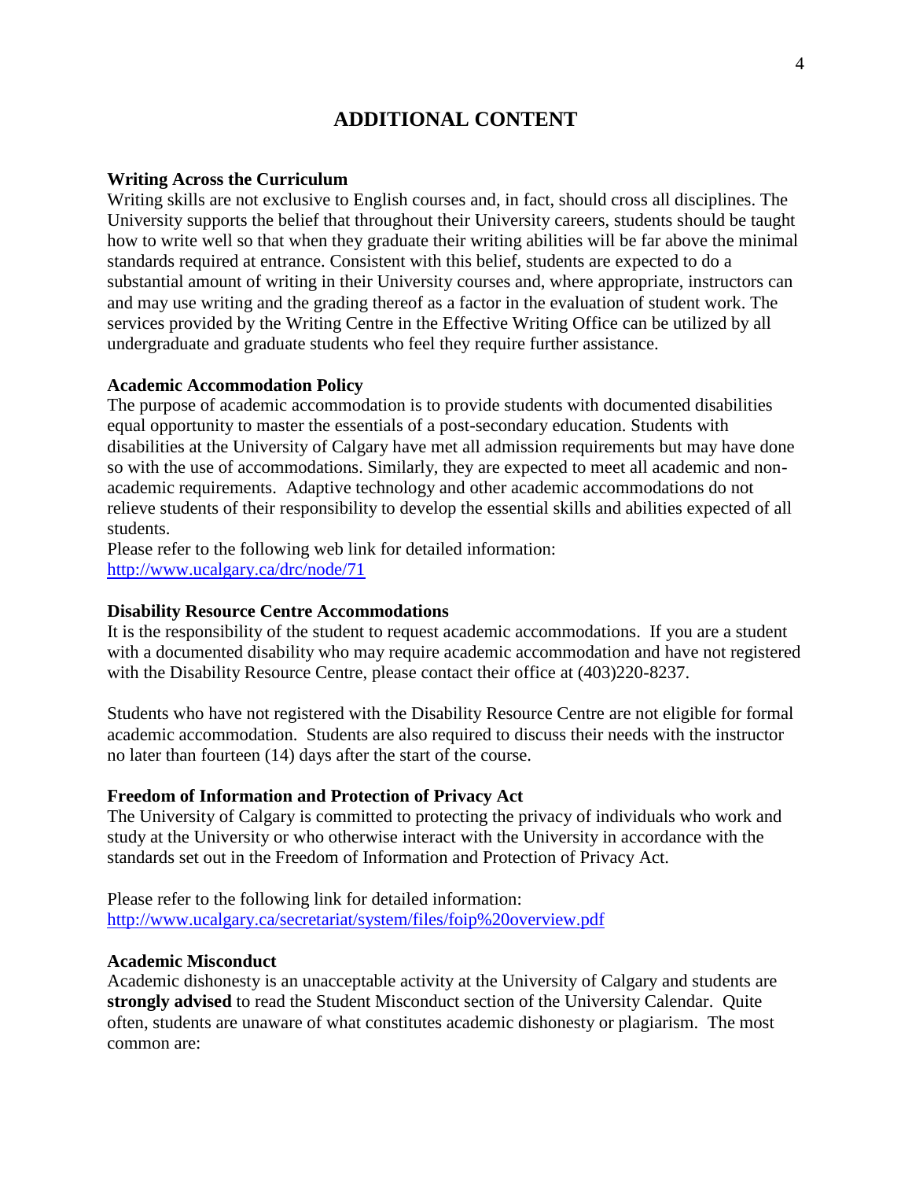# ADDITIONAL CONTENT

**Writing Across the Curriculum**

Writing skills are not exclusive to English courses and, in fact, should cross all disciplines. The University supports the belief that throughout their University careers, students should be taught how to write well so that when they graduate their writing abilities will be far above the minimal standards required at entrance. Consistent with this belief, students are expected to do a substantial amount of writing in their University courses and, where appropriate, instructors can and may use writing and the grading thereof as a factor in the evaluation of student work. The services provided by the Writing Centre in the Effective Writing Office can be utilized by all undergraduate and graduate students who feel they require further assistance.

**Academic Accommodation Policy**

The purpose of academic accommodation is to provide students with documented disabilities equal opportunity to master the essentials of a post-secondary education. Students with disabilities at the University of Calgary have met all admission requirements but may have done so with the use of accommodations. Similarly, they are expected to meet all academic and non-academic requirements. Adaptive technology and other academic accommodations do not relieve students of their responsibility to develop the essential skills and abilities expected of all students.

Please refer to the following web link for detailed information:
http://www.ucalgary.ca/drc/node/71

**Disability Resource Centre Accommodations**

It is the responsibility of the student to request academic accommodations. If you are a student with a documented disability who may require academic accommodation and have not registered with the Disability Resource Centre, please contact their office at (403)220-8237.

Students who have not registered with the Disability Resource Centre are not eligible for formal academic accommodation. Students are also required to discuss their needs with the instructor no later than fourteen (14) days after the start of the course.

**Freedom of Information and Protection of Privacy Act**

The University of Calgary is committed to protecting the privacy of individuals who work and study at the University or who otherwise interact with the University in accordance with the standards set out in the Freedom of Information and Protection of Privacy Act.

Please refer to the following link for detailed information:
http://www.ucalgary.ca/secretariat/system/files/foip%20overview.pdf

**Academic Misconduct**

Academic dishonesty is an unacceptable activity at the University of Calgary and students are **strongly advised** to read the Student Misconduct section of the University Calendar. Quite often, students are unaware of what constitutes academic dishonesty or plagiarism. The most common are: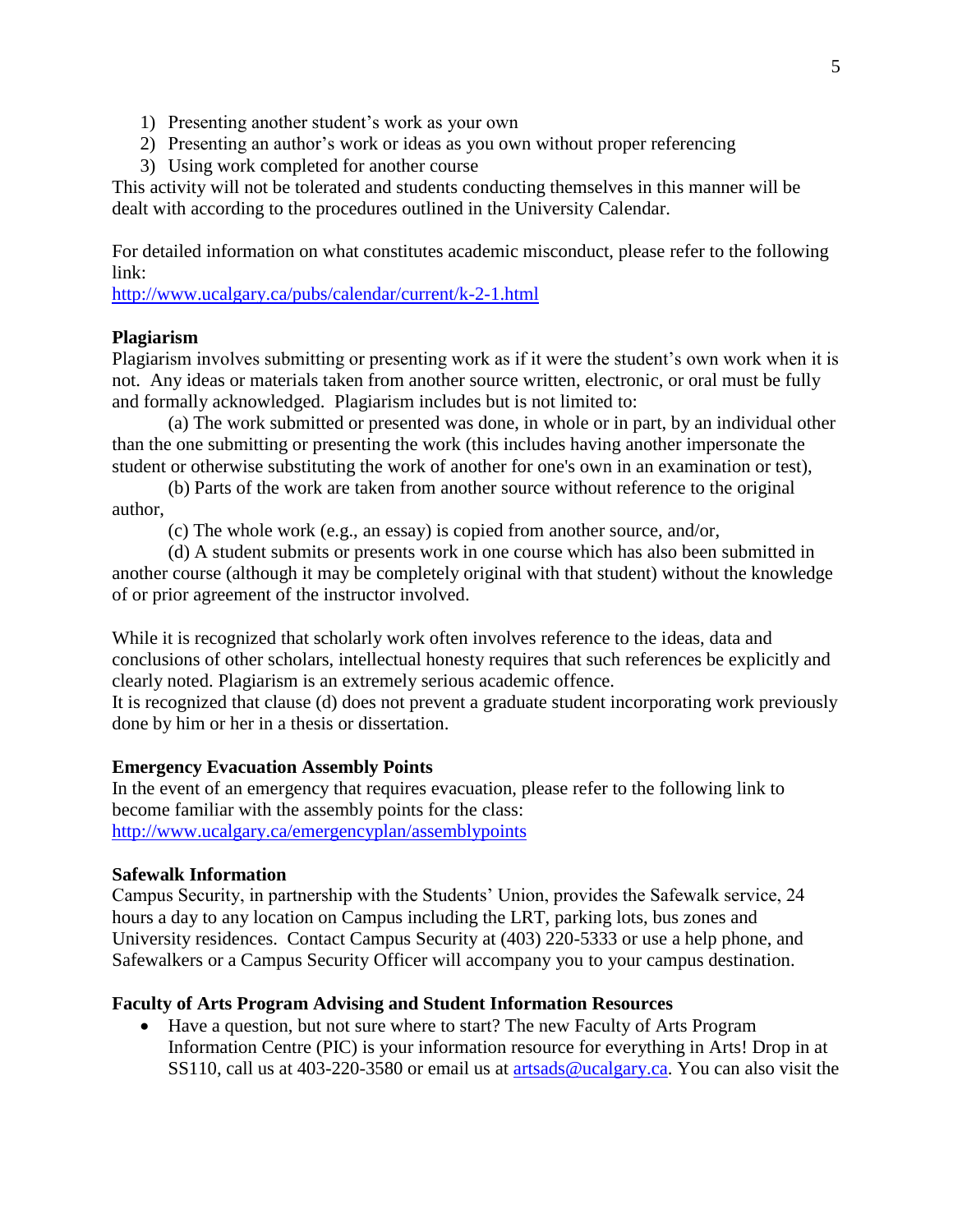1) Presenting another student's work as your own
2) Presenting an author's work or ideas as you own without proper referencing
3) Using work completed for another course

This activity will not be tolerated and students conducting themselves in this manner will be dealt with according to the procedures outlined in the University Calendar.

For detailed information on what constitutes academic misconduct, please refer to the following link:
http://www.ucalgary.ca/pubs/calendar/current/k-2-1.html

**Plagiarism**

Plagiarism involves submitting or presenting work as if it were the student's own work when it is not. Any ideas or materials taken from another source written, electronic, or oral must be fully and formally acknowledged. Plagiarism includes but is not limited to:

(a) The work submitted or presented was done, in whole or in part, by an individual other than the one submitting or presenting the work (this includes having another impersonate the student or otherwise substituting the work of another for one's own in an examination or test),

(b) Parts of the work are taken from another source without reference to the original author,

(c) The whole work (e.g., an essay) is copied from another source, and/or,

(d) A student submits or presents work in one course which has also been submitted in another course (although it may be completely original with that student) without the knowledge of or prior agreement of the instructor involved.

While it is recognized that scholarly work often involves reference to the ideas, data and conclusions of other scholars, intellectual honesty requires that such references be explicitly and clearly noted. Plagiarism is an extremely serious academic offence.
It is recognized that clause (d) does not prevent a graduate student incorporating work previously done by him or her in a thesis or dissertation.

**Emergency Evacuation Assembly Points**

In the event of an emergency that requires evacuation, please refer to the following link to become familiar with the assembly points for the class:
http://www.ucalgary.ca/emergencyplan/assemblypoints

**Safewalk Information**

Campus Security, in partnership with the Students' Union, provides the Safewalk service, 24 hours a day to any location on Campus including the LRT, parking lots, bus zones and University residences. Contact Campus Security at (403) 220-5333 or use a help phone, and Safewalkers or a Campus Security Officer will accompany you to your campus destination.

**Faculty of Arts Program Advising and Student Information Resources**

- Have a question, but not sure where to start? The new Faculty of Arts Program Information Centre (PIC) is your information resource for everything in Arts! Drop in at SS110, call us at 403-220-3580 or email us at artsads@ucalgary.ca. You can also visit the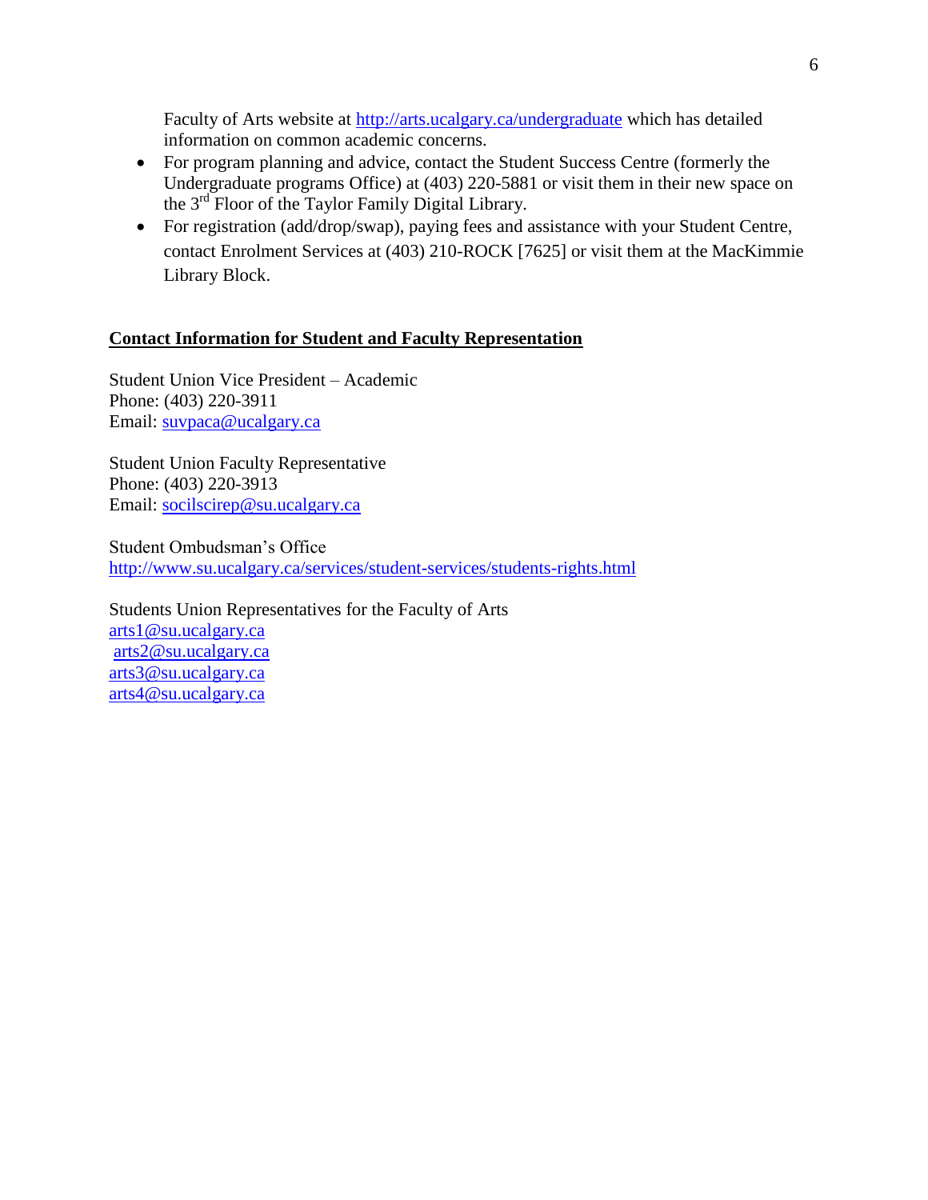Faculty of Arts website at http://arts.ucalgary.ca/undergraduate which has detailed information on common academic concerns.

- For program planning and advice, contact the Student Success Centre (formerly the Undergraduate programs Office) at (403) 220-5881 or visit them in their new space on the 3rd Floor of the Taylor Family Digital Library.
- For registration (add/drop/swap), paying fees and assistance with your Student Centre, contact Enrolment Services at (403) 210-ROCK [7625] or visit them at the MacKimmie Library Block.

## Contact Information for Student and Faculty Representation

Student Union Vice President – Academic
Phone: (403) 220-3911
Email: suvpaca@ucalgary.ca

Student Union Faculty Representative
Phone: (403) 220-3913
Email: socilscirep@su.ucalgary.ca

Student Ombudsman's Office
http://www.su.ucalgary.ca/services/student-services/students-rights.html

Students Union Representatives for the Faculty of Arts
arts1@su.ucalgary.ca
arts2@su.ucalgary.ca
arts3@su.ucalgary.ca
arts4@su.ucalgary.ca